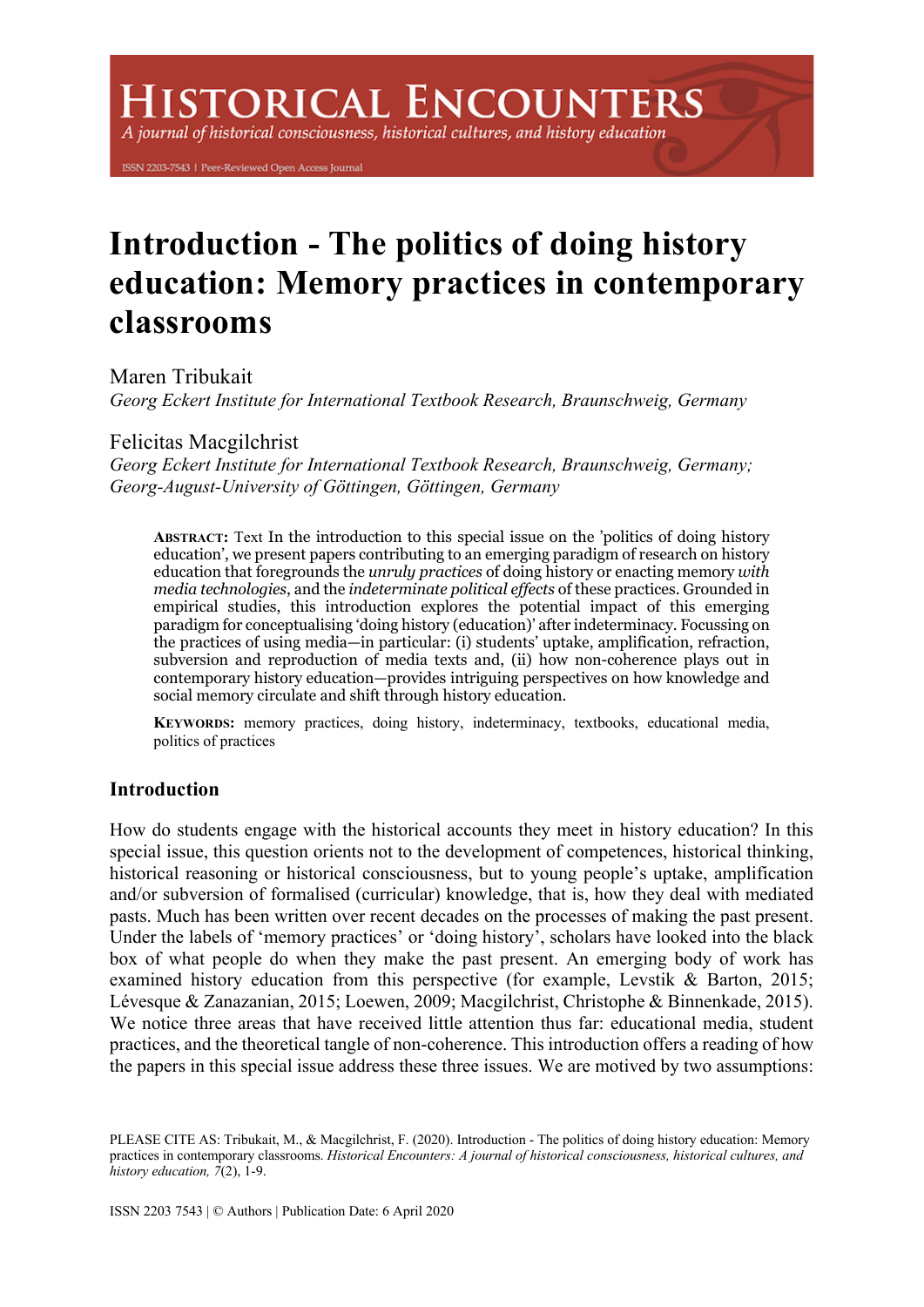# Introduction - The politics of doing history education: Memory practices in contemporary classrooms

Maren Tribukait
*Georg Eckert Institute for International Textbook Research, Braunschweig, Germany*

Felicitas Macgilchrist
*Georg Eckert Institute for International Textbook Research, Braunschweig, Germany; Georg-August-University of Göttingen, Göttingen, Germany*

**ABSTRACT:** Text In the introduction to this special issue on the 'politics of doing history education', we present papers contributing to an emerging paradigm of research on history education that foregrounds the *unruly practices* of doing history or enacting memory *with media technologies*, and the *indeterminate political effects* of these practices. Grounded in empirical studies, this introduction explores the potential impact of this emerging paradigm for conceptualising 'doing history (education)' after indeterminacy. Focussing on the practices of using media—in particular: (i) students' uptake, amplification, refraction, subversion and reproduction of media texts and, (ii) how non-coherence plays out in contemporary history education—provides intriguing perspectives on how knowledge and social memory circulate and shift through history education.

**KEYWORDS:** memory practices, doing history, indeterminacy, textbooks, educational media, politics of practices

## Introduction

How do students engage with the historical accounts they meet in history education? In this special issue, this question orients not to the development of competences, historical thinking, historical reasoning or historical consciousness, but to young people's uptake, amplification and/or subversion of formalised (curricular) knowledge, that is, how they deal with mediated pasts. Much has been written over recent decades on the processes of making the past present. Under the labels of 'memory practices' or 'doing history', scholars have looked into the black box of what people do when they make the past present. An emerging body of work has examined history education from this perspective (for example, Levstik & Barton, 2015; Lévesque & Zanazanian, 2015; Loewen, 2009; Macgilchrist, Christophe & Binnenkade, 2015). We notice three areas that have received little attention thus far: educational media, student practices, and the theoretical tangle of non-coherence. This introduction offers a reading of how the papers in this special issue address these three issues. We are motived by two assumptions:

PLEASE CITE AS: Tribukait, M., & Macgilchrist, F. (2020). Introduction - The politics of doing history education: Memory practices in contemporary classrooms. *Historical Encounters: A journal of historical consciousness, historical cultures, and history education, 7*(2), 1-9.

ISSN 2203 7543 | © Authors | Publication Date: 6 April 2020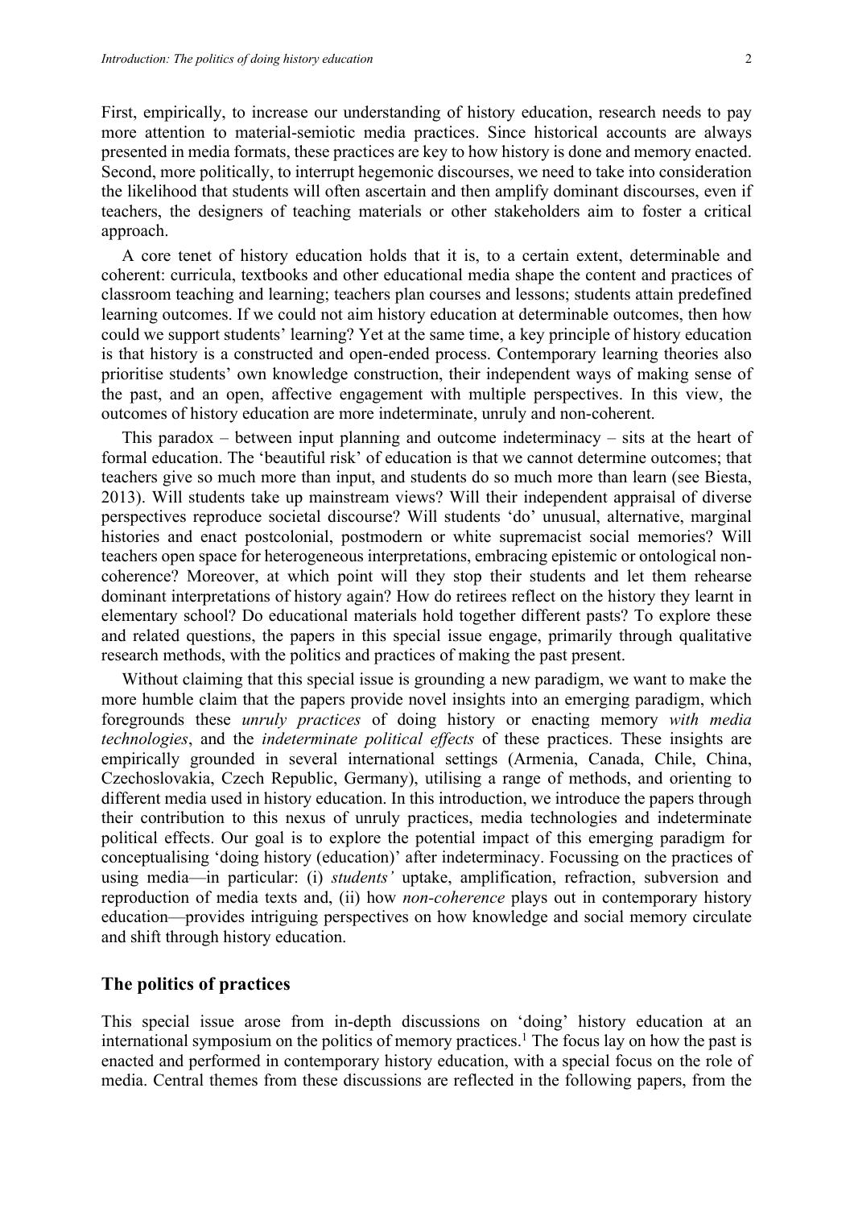First, empirically, to increase our understanding of history education, research needs to pay more attention to material-semiotic media practices. Since historical accounts are always presented in media formats, these practices are key to how history is done and memory enacted. Second, more politically, to interrupt hegemonic discourses, we need to take into consideration the likelihood that students will often ascertain and then amplify dominant discourses, even if teachers, the designers of teaching materials or other stakeholders aim to foster a critical approach.

A core tenet of history education holds that it is, to a certain extent, determinable and coherent: curricula, textbooks and other educational media shape the content and practices of classroom teaching and learning; teachers plan courses and lessons; students attain predefined learning outcomes. If we could not aim history education at determinable outcomes, then how could we support students' learning? Yet at the same time, a key principle of history education is that history is a constructed and open-ended process. Contemporary learning theories also prioritise students' own knowledge construction, their independent ways of making sense of the past, and an open, affective engagement with multiple perspectives. In this view, the outcomes of history education are more indeterminate, unruly and non-coherent.

This paradox – between input planning and outcome indeterminacy – sits at the heart of formal education. The 'beautiful risk' of education is that we cannot determine outcomes; that teachers give so much more than input, and students do so much more than learn (see Biesta, 2013). Will students take up mainstream views? Will their independent appraisal of diverse perspectives reproduce societal discourse? Will students 'do' unusual, alternative, marginal histories and enact postcolonial, postmodern or white supremacist social memories? Will teachers open space for heterogeneous interpretations, embracing epistemic or ontological non-coherence? Moreover, at which point will they stop their students and let them rehearse dominant interpretations of history again? How do retirees reflect on the history they learnt in elementary school? Do educational materials hold together different pasts? To explore these and related questions, the papers in this special issue engage, primarily through qualitative research methods, with the politics and practices of making the past present.

Without claiming that this special issue is grounding a new paradigm, we want to make the more humble claim that the papers provide novel insights into an emerging paradigm, which foregrounds these *unruly practices* of doing history or enacting memory *with media technologies*, and the *indeterminate political effects* of these practices. These insights are empirically grounded in several international settings (Armenia, Canada, Chile, China, Czechoslovakia, Czech Republic, Germany), utilising a range of methods, and orienting to different media used in history education. In this introduction, we introduce the papers through their contribution to this nexus of unruly practices, media technologies and indeterminate political effects. Our goal is to explore the potential impact of this emerging paradigm for conceptualising 'doing history (education)' after indeterminacy. Focussing on the practices of using media—in particular: (i) *students'* uptake, amplification, refraction, subversion and reproduction of media texts and, (ii) how *non-coherence* plays out in contemporary history education—provides intriguing perspectives on how knowledge and social memory circulate and shift through history education.

## The politics of practices

This special issue arose from in-depth discussions on 'doing' history education at an international symposium on the politics of memory practices.[1] The focus lay on how the past is enacted and performed in contemporary history education, with a special focus on the role of media. Central themes from these discussions are reflected in the following papers, from the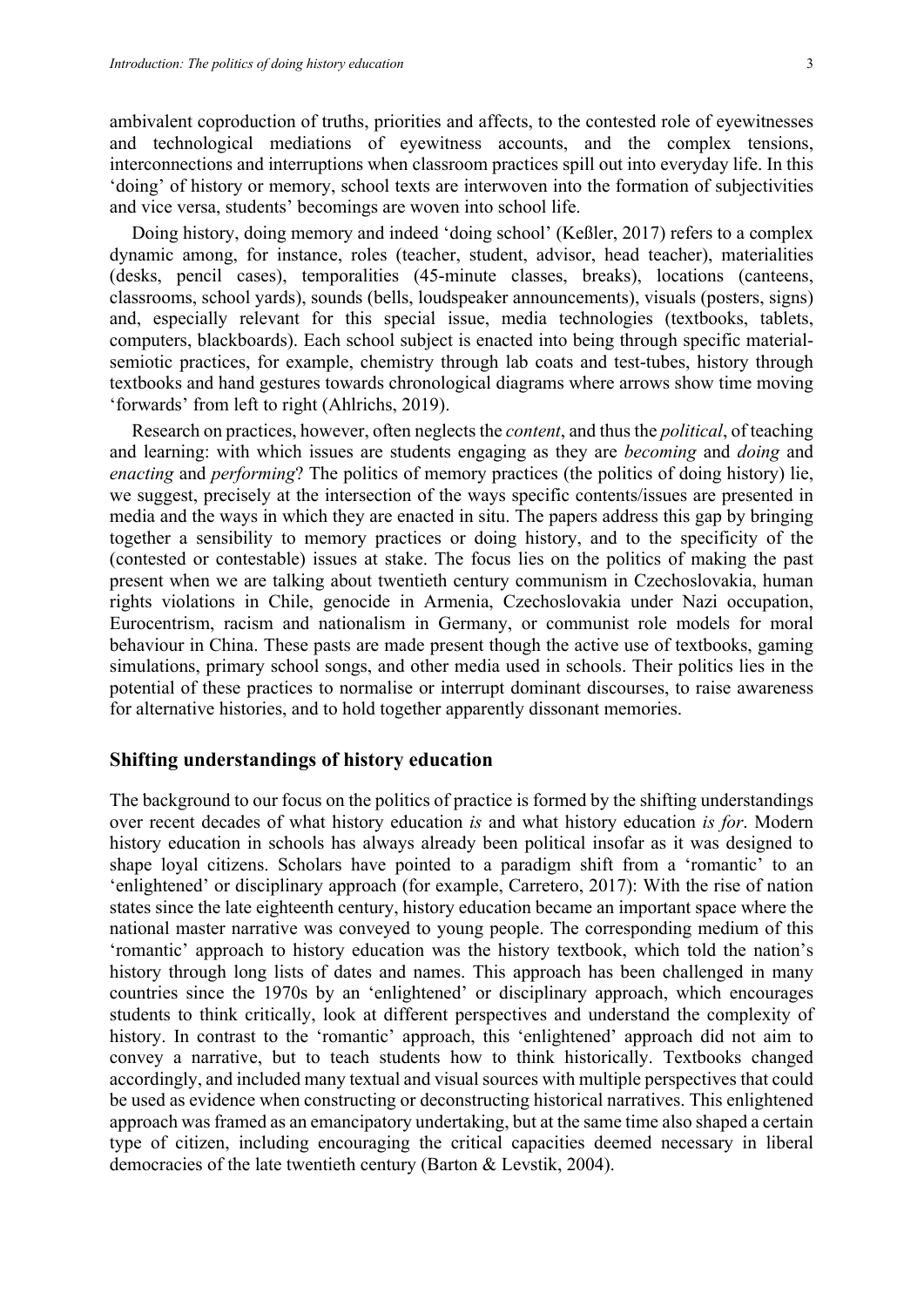ambivalent coproduction of truths, priorities and affects, to the contested role of eyewitnesses and technological mediations of eyewitness accounts, and the complex tensions, interconnections and interruptions when classroom practices spill out into everyday life. In this 'doing' of history or memory, school texts are interwoven into the formation of subjectivities and vice versa, students' becomings are woven into school life.

Doing history, doing memory and indeed 'doing school' (Keßler, 2017) refers to a complex dynamic among, for instance, roles (teacher, student, advisor, head teacher), materialities (desks, pencil cases), temporalities (45-minute classes, breaks), locations (canteens, classrooms, school yards), sounds (bells, loudspeaker announcements), visuals (posters, signs) and, especially relevant for this special issue, media technologies (textbooks, tablets, computers, blackboards). Each school subject is enacted into being through specific material-semiotic practices, for example, chemistry through lab coats and test-tubes, history through textbooks and hand gestures towards chronological diagrams where arrows show time moving 'forwards' from left to right (Ahlrichs, 2019).

Research on practices, however, often neglects the *content*, and thus the *political*, of teaching and learning: with which issues are students engaging as they are *becoming* and *doing* and *enacting* and *performing*? The politics of memory practices (the politics of doing history) lie, we suggest, precisely at the intersection of the ways specific contents/issues are presented in media and the ways in which they are enacted in situ. The papers address this gap by bringing together a sensibility to memory practices or doing history, and to the specificity of the (contested or contestable) issues at stake. The focus lies on the politics of making the past present when we are talking about twentieth century communism in Czechoslovakia, human rights violations in Chile, genocide in Armenia, Czechoslovakia under Nazi occupation, Eurocentrism, racism and nationalism in Germany, or communist role models for moral behaviour in China. These pasts are made present though the active use of textbooks, gaming simulations, primary school songs, and other media used in schools. Their politics lies in the potential of these practices to normalise or interrupt dominant discourses, to raise awareness for alternative histories, and to hold together apparently dissonant memories.

## Shifting understandings of history education

The background to our focus on the politics of practice is formed by the shifting understandings over recent decades of what history education *is* and what history education *is for*. Modern history education in schools has always already been political insofar as it was designed to shape loyal citizens. Scholars have pointed to a paradigm shift from a 'romantic' to an 'enlightened' or disciplinary approach (for example, Carretero, 2017): With the rise of nation states since the late eighteenth century, history education became an important space where the national master narrative was conveyed to young people. The corresponding medium of this 'romantic' approach to history education was the history textbook, which told the nation's history through long lists of dates and names. This approach has been challenged in many countries since the 1970s by an 'enlightened' or disciplinary approach, which encourages students to think critically, look at different perspectives and understand the complexity of history. In contrast to the 'romantic' approach, this 'enlightened' approach did not aim to convey a narrative, but to teach students how to think historically. Textbooks changed accordingly, and included many textual and visual sources with multiple perspectives that could be used as evidence when constructing or deconstructing historical narratives. This enlightened approach was framed as an emancipatory undertaking, but at the same time also shaped a certain type of citizen, including encouraging the critical capacities deemed necessary in liberal democracies of the late twentieth century (Barton & Levstik, 2004).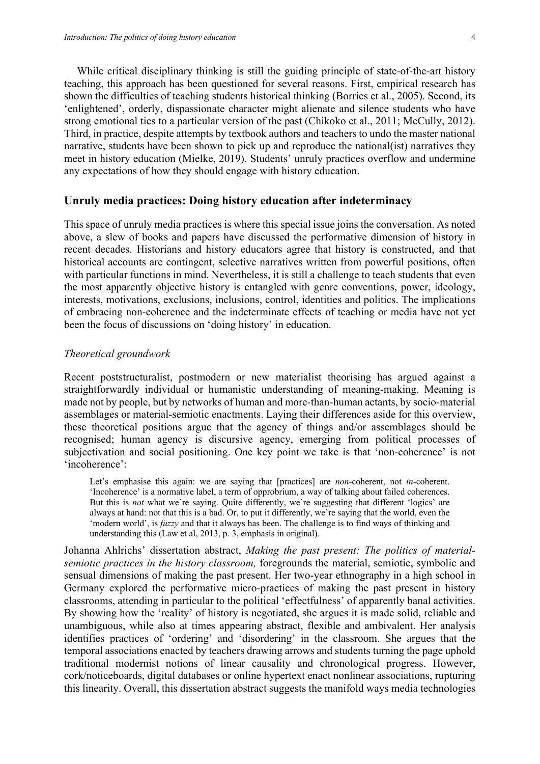While critical disciplinary thinking is still the guiding principle of state-of-the-art history teaching, this approach has been questioned for several reasons. First, empirical research has shown the difficulties of teaching students historical thinking (Borries et al., 2005). Second, its 'enlightened', orderly, dispassionate character might alienate and silence students who have strong emotional ties to a particular version of the past (Chikoko et al., 2011; McCully, 2012). Third, in practice, despite attempts by textbook authors and teachers to undo the master national narrative, students have been shown to pick up and reproduce the national(ist) narratives they meet in history education (Mielke, 2019). Students' unruly practices overflow and undermine any expectations of how they should engage with history education.

## Unruly media practices: Doing history education after indeterminacy

This space of unruly media practices is where this special issue joins the conversation. As noted above, a slew of books and papers have discussed the performative dimension of history in recent decades. Historians and history educators agree that history is constructed, and that historical accounts are contingent, selective narratives written from powerful positions, often with particular functions in mind. Nevertheless, it is still a challenge to teach students that even the most apparently objective history is entangled with genre conventions, power, ideology, interests, motivations, exclusions, inclusions, control, identities and politics. The implications of embracing non-coherence and the indeterminate effects of teaching or media have not yet been the focus of discussions on 'doing history' in education.

### *Theoretical groundwork*

Recent poststructuralist, postmodern or new materialist theorising has argued against a straightforwardly individual or humanistic understanding of meaning-making. Meaning is made not by people, but by networks of human and more-than-human actants, by socio-material assemblages or material-semiotic enactments. Laying their differences aside for this overview, these theoretical positions argue that the agency of things and/or assemblages should be recognised; human agency is discursive agency, emerging from political processes of subjectivation and social positioning. One key point we take is that 'non-coherence' is not 'incoherence':

> Let's emphasise this again: we are saying that [practices] are *non*-coherent, not *in*-coherent. 'Incoherence' is a normative label, a term of opprobrium, a way of talking about failed coherences. But this is *not* what we're saying. Quite differently, we're suggesting that different 'logics' are always at hand: not that this is a bad. Or, to put it differently, we're saying that the world, even the 'modern world', is *fuzzy* and that it always has been. The challenge is to find ways of thinking and understanding this (Law et al, 2013, p. 3, emphasis in original).

Johanna Ahlrichs' dissertation abstract, *Making the past present: The politics of material-semiotic practices in the history classroom,* foregrounds the material, semiotic, symbolic and sensual dimensions of making the past present. Her two-year ethnography in a high school in Germany explored the performative micro-practices of making the past present in history classrooms, attending in particular to the political 'effectfulness' of apparently banal activities. By showing how the 'reality' of history is negotiated, she argues it is made solid, reliable and unambiguous, while also at times appearing abstract, flexible and ambivalent. Her analysis identifies practices of 'ordering' and 'disordering' in the classroom. She argues that the temporal associations enacted by teachers drawing arrows and students turning the page uphold traditional modernist notions of linear causality and chronological progress. However, cork/noticeboards, digital databases or online hypertext enact nonlinear associations, rupturing this linearity. Overall, this dissertation abstract suggests the manifold ways media technologies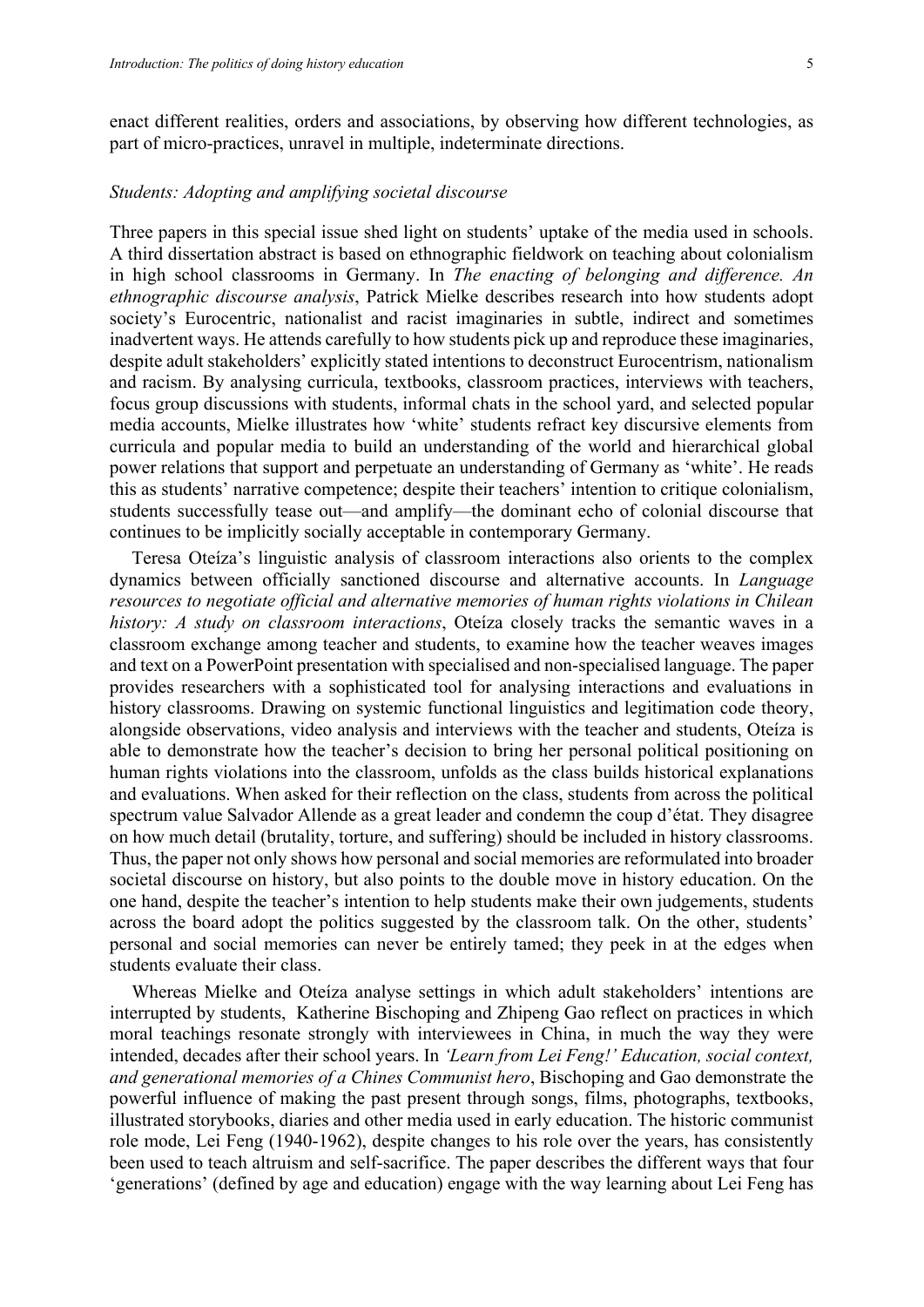enact different realities, orders and associations, by observing how different technologies, as part of micro-practices, unravel in multiple, indeterminate directions.

*Students: Adopting and amplifying societal discourse*

Three papers in this special issue shed light on students' uptake of the media used in schools. A third dissertation abstract is based on ethnographic fieldwork on teaching about colonialism in high school classrooms in Germany. In *The enacting of belonging and difference. An ethnographic discourse analysis*, Patrick Mielke describes research into how students adopt society's Eurocentric, nationalist and racist imaginaries in subtle, indirect and sometimes inadvertent ways. He attends carefully to how students pick up and reproduce these imaginaries, despite adult stakeholders' explicitly stated intentions to deconstruct Eurocentrism, nationalism and racism. By analysing curricula, textbooks, classroom practices, interviews with teachers, focus group discussions with students, informal chats in the school yard, and selected popular media accounts, Mielke illustrates how 'white' students refract key discursive elements from curricula and popular media to build an understanding of the world and hierarchical global power relations that support and perpetuate an understanding of Germany as 'white'. He reads this as students' narrative competence; despite their teachers' intention to critique colonialism, students successfully tease out—and amplify—the dominant echo of colonial discourse that continues to be implicitly socially acceptable in contemporary Germany.

Teresa Oteíza's linguistic analysis of classroom interactions also orients to the complex dynamics between officially sanctioned discourse and alternative accounts. In *Language resources to negotiate official and alternative memories of human rights violations in Chilean history: A study on classroom interactions*, Oteíza closely tracks the semantic waves in a classroom exchange among teacher and students, to examine how the teacher weaves images and text on a PowerPoint presentation with specialised and non-specialised language. The paper provides researchers with a sophisticated tool for analysing interactions and evaluations in history classrooms. Drawing on systemic functional linguistics and legitimation code theory, alongside observations, video analysis and interviews with the teacher and students, Oteíza is able to demonstrate how the teacher's decision to bring her personal political positioning on human rights violations into the classroom, unfolds as the class builds historical explanations and evaluations. When asked for their reflection on the class, students from across the political spectrum value Salvador Allende as a great leader and condemn the coup d'état. They disagree on how much detail (brutality, torture, and suffering) should be included in history classrooms. Thus, the paper not only shows how personal and social memories are reformulated into broader societal discourse on history, but also points to the double move in history education. On the one hand, despite the teacher's intention to help students make their own judgements, students across the board adopt the politics suggested by the classroom talk. On the other, students' personal and social memories can never be entirely tamed; they peek in at the edges when students evaluate their class.

Whereas Mielke and Oteíza analyse settings in which adult stakeholders' intentions are interrupted by students, Katherine Bischoping and Zhipeng Gao reflect on practices in which moral teachings resonate strongly with interviewees in China, in much the way they were intended, decades after their school years. In *'Learn from Lei Feng!' Education, social context, and generational memories of a Chines Communist hero*, Bischoping and Gao demonstrate the powerful influence of making the past present through songs, films, photographs, textbooks, illustrated storybooks, diaries and other media used in early education. The historic communist role mode, Lei Feng (1940-1962), despite changes to his role over the years, has consistently been used to teach altruism and self-sacrifice. The paper describes the different ways that four 'generations' (defined by age and education) engage with the way learning about Lei Feng has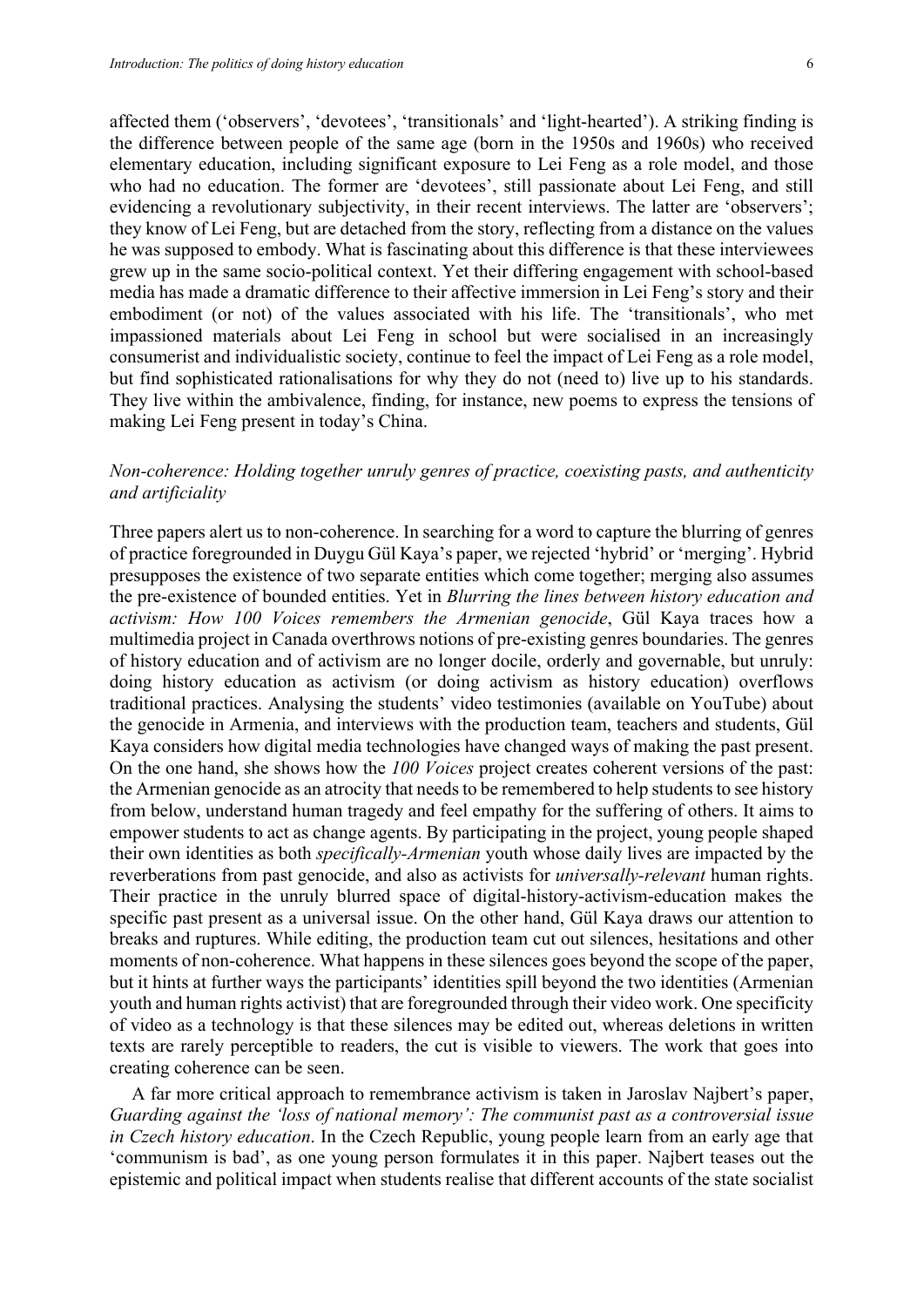affected them ('observers', 'devotees', 'transitionals' and 'light-hearted'). A striking finding is the difference between people of the same age (born in the 1950s and 1960s) who received elementary education, including significant exposure to Lei Feng as a role model, and those who had no education. The former are 'devotees', still passionate about Lei Feng, and still evidencing a revolutionary subjectivity, in their recent interviews. The latter are 'observers'; they know of Lei Feng, but are detached from the story, reflecting from a distance on the values he was supposed to embody. What is fascinating about this difference is that these interviewees grew up in the same socio-political context. Yet their differing engagement with school-based media has made a dramatic difference to their affective immersion in Lei Feng's story and their embodiment (or not) of the values associated with his life. The 'transitionals', who met impassioned materials about Lei Feng in school but were socialised in an increasingly consumerist and individualistic society, continue to feel the impact of Lei Feng as a role model, but find sophisticated rationalisations for why they do not (need to) live up to his standards. They live within the ambivalence, finding, for instance, new poems to express the tensions of making Lei Feng present in today's China.

### *Non-coherence: Holding together unruly genres of practice, coexisting pasts, and authenticity and artificiality*

Three papers alert us to non-coherence. In searching for a word to capture the blurring of genres of practice foregrounded in Duygu Gül Kaya's paper, we rejected 'hybrid' or 'merging'. Hybrid presupposes the existence of two separate entities which come together; merging also assumes the pre-existence of bounded entities. Yet in *Blurring the lines between history education and activism: How 100 Voices remembers the Armenian genocide*, Gül Kaya traces how a multimedia project in Canada overthrows notions of pre-existing genres boundaries. The genres of history education and of activism are no longer docile, orderly and governable, but unruly: doing history education as activism (or doing activism as history education) overflows traditional practices. Analysing the students' video testimonies (available on YouTube) about the genocide in Armenia, and interviews with the production team, teachers and students, Gül Kaya considers how digital media technologies have changed ways of making the past present. On the one hand, she shows how the *100 Voices* project creates coherent versions of the past: the Armenian genocide as an atrocity that needs to be remembered to help students to see history from below, understand human tragedy and feel empathy for the suffering of others. It aims to empower students to act as change agents. By participating in the project, young people shaped their own identities as both *specifically-Armenian* youth whose daily lives are impacted by the reverberations from past genocide, and also as activists for *universally-relevant* human rights. Their practice in the unruly blurred space of digital-history-activism-education makes the specific past present as a universal issue. On the other hand, Gül Kaya draws our attention to breaks and ruptures. While editing, the production team cut out silences, hesitations and other moments of non-coherence. What happens in these silences goes beyond the scope of the paper, but it hints at further ways the participants' identities spill beyond the two identities (Armenian youth and human rights activist) that are foregrounded through their video work. One specificity of video as a technology is that these silences may be edited out, whereas deletions in written texts are rarely perceptible to readers, the cut is visible to viewers. The work that goes into creating coherence can be seen.

A far more critical approach to remembrance activism is taken in Jaroslav Najbert's paper, *Guarding against the 'loss of national memory': The communist past as a controversial issue in Czech history education*. In the Czech Republic, young people learn from an early age that 'communism is bad', as one young person formulates it in this paper. Najbert teases out the epistemic and political impact when students realise that different accounts of the state socialist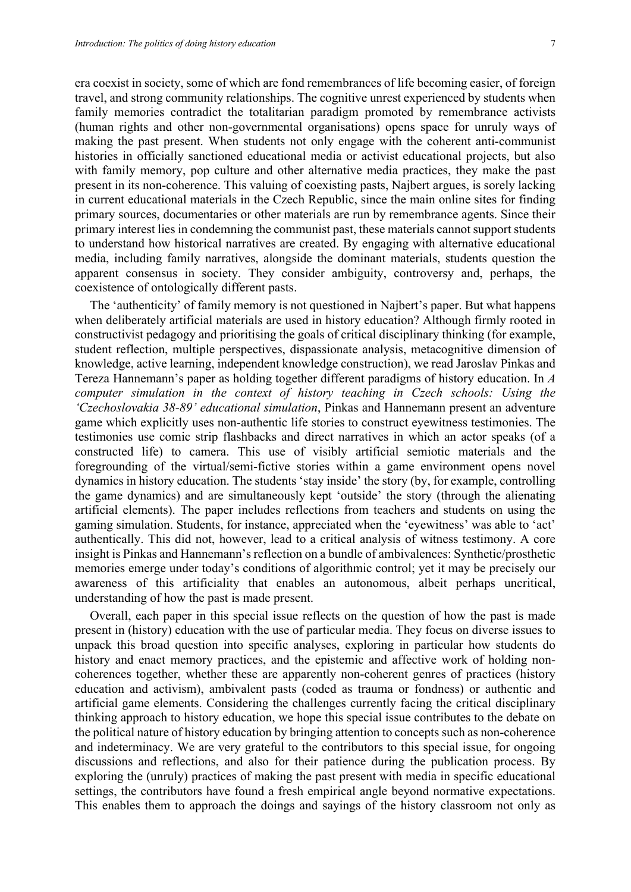era coexist in society, some of which are fond remembrances of life becoming easier, of foreign travel, and strong community relationships. The cognitive unrest experienced by students when family memories contradict the totalitarian paradigm promoted by remembrance activists (human rights and other non-governmental organisations) opens space for unruly ways of making the past present. When students not only engage with the coherent anti-communist histories in officially sanctioned educational media or activist educational projects, but also with family memory, pop culture and other alternative media practices, they make the past present in its non-coherence. This valuing of coexisting pasts, Najbert argues, is sorely lacking in current educational materials in the Czech Republic, since the main online sites for finding primary sources, documentaries or other materials are run by remembrance agents. Since their primary interest lies in condemning the communist past, these materials cannot support students to understand how historical narratives are created. By engaging with alternative educational media, including family narratives, alongside the dominant materials, students question the apparent consensus in society. They consider ambiguity, controversy and, perhaps, the coexistence of ontologically different pasts.

The 'authenticity' of family memory is not questioned in Najbert's paper. But what happens when deliberately artificial materials are used in history education? Although firmly rooted in constructivist pedagogy and prioritising the goals of critical disciplinary thinking (for example, student reflection, multiple perspectives, dispassionate analysis, metacognitive dimension of knowledge, active learning, independent knowledge construction), we read Jaroslav Pinkas and Tereza Hannemann's paper as holding together different paradigms of history education. In *A computer simulation in the context of history teaching in Czech schools: Using the 'Czechoslovakia 38-89' educational simulation*, Pinkas and Hannemann present an adventure game which explicitly uses non-authentic life stories to construct eyewitness testimonies. The testimonies use comic strip flashbacks and direct narratives in which an actor speaks (of a constructed life) to camera. This use of visibly artificial semiotic materials and the foregrounding of the virtual/semi-fictive stories within a game environment opens novel dynamics in history education. The students 'stay inside' the story (by, for example, controlling the game dynamics) and are simultaneously kept 'outside' the story (through the alienating artificial elements). The paper includes reflections from teachers and students on using the gaming simulation. Students, for instance, appreciated when the 'eyewitness' was able to 'act' authentically. This did not, however, lead to a critical analysis of witness testimony. A core insight is Pinkas and Hannemann's reflection on a bundle of ambivalences: Synthetic/prosthetic memories emerge under today's conditions of algorithmic control; yet it may be precisely our awareness of this artificiality that enables an autonomous, albeit perhaps uncritical, understanding of how the past is made present.

Overall, each paper in this special issue reflects on the question of how the past is made present in (history) education with the use of particular media. They focus on diverse issues to unpack this broad question into specific analyses, exploring in particular how students do history and enact memory practices, and the epistemic and affective work of holding non-coherences together, whether these are apparently non-coherent genres of practices (history education and activism), ambivalent pasts (coded as trauma or fondness) or authentic and artificial game elements. Considering the challenges currently facing the critical disciplinary thinking approach to history education, we hope this special issue contributes to the debate on the political nature of history education by bringing attention to concepts such as non-coherence and indeterminacy. We are very grateful to the contributors to this special issue, for ongoing discussions and reflections, and also for their patience during the publication process. By exploring the (unruly) practices of making the past present with media in specific educational settings, the contributors have found a fresh empirical angle beyond normative expectations. This enables them to approach the doings and sayings of the history classroom not only as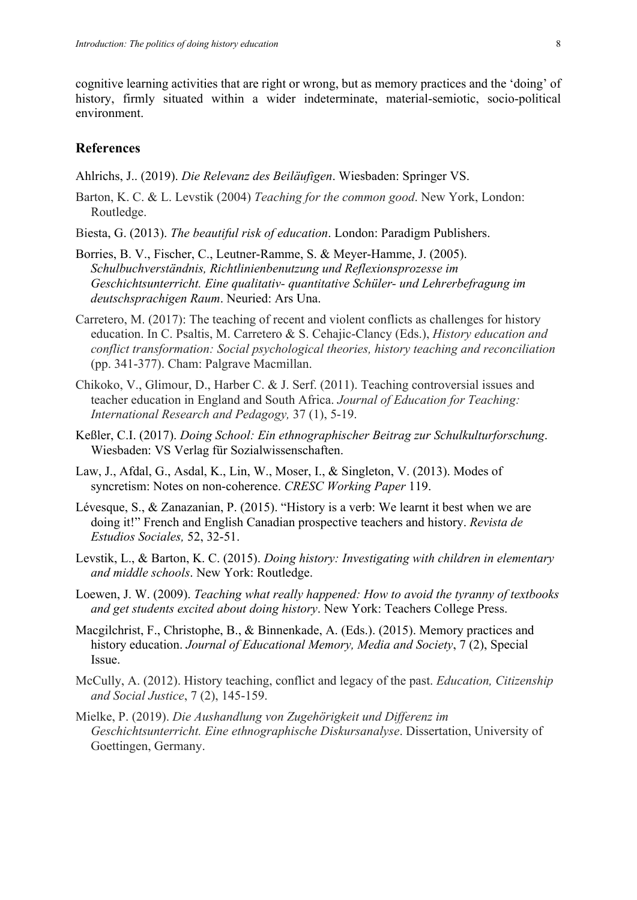cognitive learning activities that are right or wrong, but as memory practices and the 'doing' of history, firmly situated within a wider indeterminate, material-semiotic, socio-political environment.

## References

Ahlrichs, J.. (2019). *Die Relevanz des Beiläufigen*. Wiesbaden: Springer VS.

Barton, K. C. & L. Levstik (2004) *Teaching for the common good*. New York, London: Routledge.

Biesta, G. (2013). *The beautiful risk of education*. London: Paradigm Publishers.

Borries, B. V., Fischer, C., Leutner-Ramme, S. & Meyer-Hamme, J. (2005). *Schulbuchverständnis, Richtlinienbenutzung und Reflexionsprozesse im Geschichtsunterricht. Eine qualitativ- quantitative Schüler- und Lehrerbefragung im deutschsprachigen Raum*. Neuried: Ars Una.

Carretero, M. (2017): The teaching of recent and violent conflicts as challenges for history education. In C. Psaltis, M. Carretero & S. Cehajic-Clancy (Eds.), *History education and conflict transformation: Social psychological theories, history teaching and reconciliation* (pp. 341-377). Cham: Palgrave Macmillan.

Chikoko, V., Glimour, D., Harber C. & J. Serf. (2011). Teaching controversial issues and teacher education in England and South Africa. *Journal of Education for Teaching: International Research and Pedagogy,* 37 (1), 5-19.

Keßler, C.I. (2017). *Doing School: Ein ethnographischer Beitrag zur Schulkulturforschung*. Wiesbaden: VS Verlag für Sozialwissenschaften.

Law, J., Afdal, G., Asdal, K., Lin, W., Moser, I., & Singleton, V. (2013). Modes of syncretism: Notes on non-coherence. *CRESC Working Paper* 119.

Lévesque, S., & Zanazanian, P. (2015). "History is a verb: We learnt it best when we are doing it!" French and English Canadian prospective teachers and history. *Revista de Estudios Sociales,* 52, 32-51.

Levstik, L., & Barton, K. C. (2015). *Doing history: Investigating with children in elementary and middle schools*. New York: Routledge.

Loewen, J. W. (2009). *Teaching what really happened: How to avoid the tyranny of textbooks and get students excited about doing history*. New York: Teachers College Press.

Macgilchrist, F., Christophe, B., & Binnenkade, A. (Eds.). (2015). Memory practices and history education. *Journal of Educational Memory, Media and Society*, 7 (2), Special Issue.

McCully, A. (2012). History teaching, conflict and legacy of the past. *Education, Citizenship and Social Justice*, 7 (2), 145-159.

Mielke, P. (2019). *Die Aushandlung von Zugehörigkeit und Differenz im Geschichtsunterricht. Eine ethnographische Diskursanalyse*. Dissertation, University of Goettingen, Germany.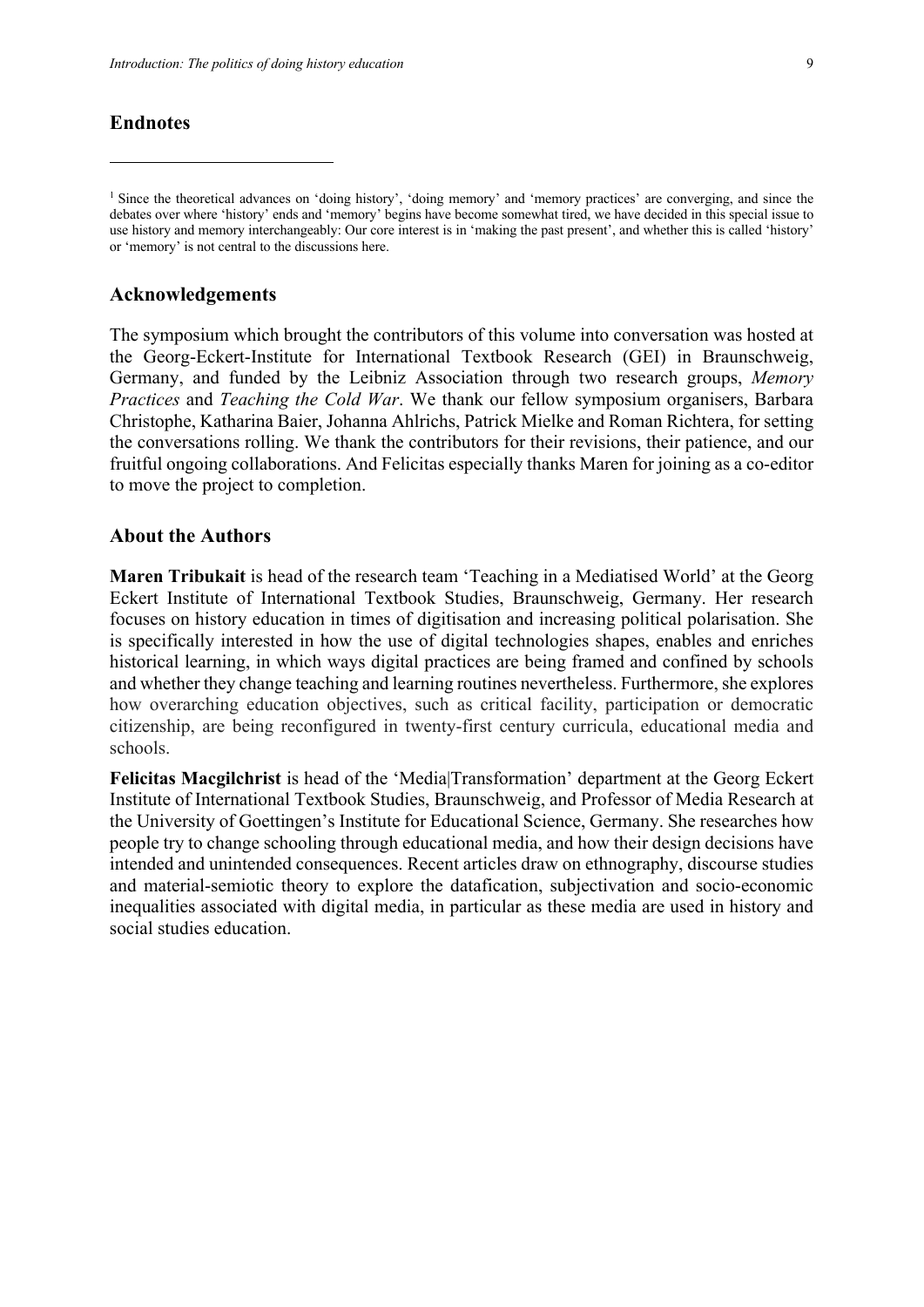## Endnotes

[1] Since the theoretical advances on 'doing history', 'doing memory' and 'memory practices' are converging, and since the debates over where 'history' ends and 'memory' begins have become somewhat tired, we have decided in this special issue to use history and memory interchangeably: Our core interest is in 'making the past present', and whether this is called 'history' or 'memory' is not central to the discussions here.

## Acknowledgements

The symposium which brought the contributors of this volume into conversation was hosted at the Georg-Eckert-Institute for International Textbook Research (GEI) in Braunschweig, Germany, and funded by the Leibniz Association through two research groups, *Memory Practices* and *Teaching the Cold War*. We thank our fellow symposium organisers, Barbara Christophe, Katharina Baier, Johanna Ahlrichs, Patrick Mielke and Roman Richtera, for setting the conversations rolling. We thank the contributors for their revisions, their patience, and our fruitful ongoing collaborations. And Felicitas especially thanks Maren for joining as a co-editor to move the project to completion.

## About the Authors

**Maren Tribukait** is head of the research team 'Teaching in a Mediatised World' at the Georg Eckert Institute of International Textbook Studies, Braunschweig, Germany. Her research focuses on history education in times of digitisation and increasing political polarisation. She is specifically interested in how the use of digital technologies shapes, enables and enriches historical learning, in which ways digital practices are being framed and confined by schools and whether they change teaching and learning routines nevertheless. Furthermore, she explores how overarching education objectives, such as critical facility, participation or democratic citizenship, are being reconfigured in twenty-first century curricula, educational media and schools.

**Felicitas Macgilchrist** is head of the 'Media|Transformation' department at the Georg Eckert Institute of International Textbook Studies, Braunschweig, and Professor of Media Research at the University of Goettingen's Institute for Educational Science, Germany. She researches how people try to change schooling through educational media, and how their design decisions have intended and unintended consequences. Recent articles draw on ethnography, discourse studies and material-semiotic theory to explore the datafication, subjectivation and socio-economic inequalities associated with digital media, in particular as these media are used in history and social studies education.